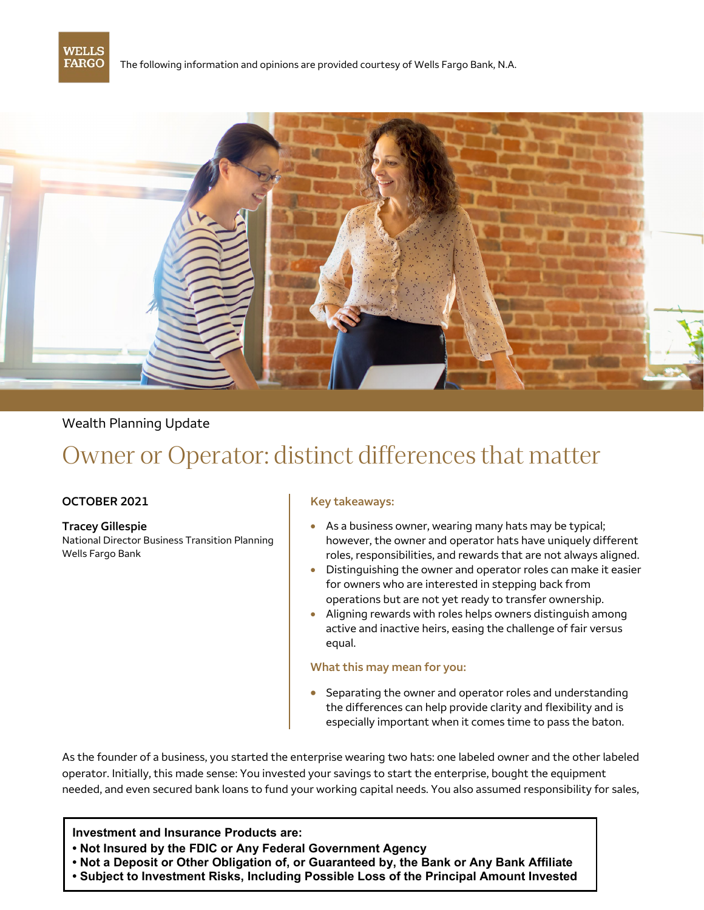WELLS FARGO

The following information and opinions are provided courtesy of Wells Fargo Bank, N.A.

Wealth Planning Update

# Owner or Operator: distinct differences that matter

**OCTOBER 2021**

**Tracey Gillespie**
National Director Business Transition Planning
Wells Fargo Bank

**Key takeaways:**

- As a business owner, wearing many hats may be typical; however, the owner and operator hats have uniquely different roles, responsibilities, and rewards that are not always aligned.
- Distinguishing the owner and operator roles can make it easier for owners who are interested in stepping back from operations but are not yet ready to transfer ownership.
- Aligning rewards with roles helps owners distinguish among active and inactive heirs, easing the challenge of fair versus equal.

**What this may mean for you:**

- Separating the owner and operator roles and understanding the differences can help provide clarity and flexibility and is especially important when it comes time to pass the baton.

As the founder of a business, you started the enterprise wearing two hats: one labeled owner and the other labeled operator. Initially, this made sense: You invested your savings to start the enterprise, bought the equipment needed, and even secured bank loans to fund your working capital needs. You also assumed responsibility for sales,

**Investment and Insurance Products are:**
- **Not Insured by the FDIC or Any Federal Government Agency**
- **Not a Deposit or Other Obligation of, or Guaranteed by, the Bank or Any Bank Affiliate**
- **Subject to Investment Risks, Including Possible Loss of the Principal Amount Invested**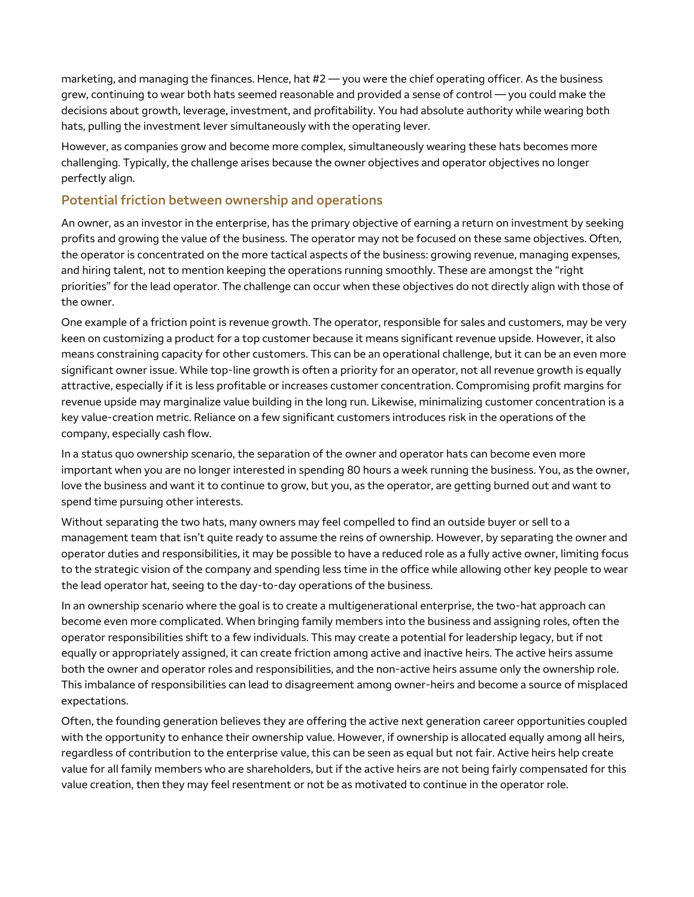marketing, and managing the finances. Hence, hat #2 — you were the chief operating officer. As the business grew, continuing to wear both hats seemed reasonable and provided a sense of control — you could make the decisions about growth, leverage, investment, and profitability. You had absolute authority while wearing both hats, pulling the investment lever simultaneously with the operating lever.

However, as companies grow and become more complex, simultaneously wearing these hats becomes more challenging. Typically, the challenge arises because the owner objectives and operator objectives no longer perfectly align.

## Potential friction between ownership and operations

An owner, as an investor in the enterprise, has the primary objective of earning a return on investment by seeking profits and growing the value of the business. The operator may not be focused on these same objectives. Often, the operator is concentrated on the more tactical aspects of the business: growing revenue, managing expenses, and hiring talent, not to mention keeping the operations running smoothly. These are amongst the "right priorities" for the lead operator. The challenge can occur when these objectives do not directly align with those of the owner.

One example of a friction point is revenue growth. The operator, responsible for sales and customers, may be very keen on customizing a product for a top customer because it means significant revenue upside. However, it also means constraining capacity for other customers. This can be an operational challenge, but it can be an even more significant owner issue. While top-line growth is often a priority for an operator, not all revenue growth is equally attractive, especially if it is less profitable or increases customer concentration. Compromising profit margins for revenue upside may marginalize value building in the long run. Likewise, minimalizing customer concentration is a key value-creation metric. Reliance on a few significant customers introduces risk in the operations of the company, especially cash flow.

In a status quo ownership scenario, the separation of the owner and operator hats can become even more important when you are no longer interested in spending 80 hours a week running the business. You, as the owner, love the business and want it to continue to grow, but you, as the operator, are getting burned out and want to spend time pursuing other interests.

Without separating the two hats, many owners may feel compelled to find an outside buyer or sell to a management team that isn't quite ready to assume the reins of ownership. However, by separating the owner and operator duties and responsibilities, it may be possible to have a reduced role as a fully active owner, limiting focus to the strategic vision of the company and spending less time in the office while allowing other key people to wear the lead operator hat, seeing to the day-to-day operations of the business.

In an ownership scenario where the goal is to create a multigenerational enterprise, the two-hat approach can become even more complicated. When bringing family members into the business and assigning roles, often the operator responsibilities shift to a few individuals. This may create a potential for leadership legacy, but if not equally or appropriately assigned, it can create friction among active and inactive heirs. The active heirs assume both the owner and operator roles and responsibilities, and the non-active heirs assume only the ownership role. This imbalance of responsibilities can lead to disagreement among owner-heirs and become a source of misplaced expectations.

Often, the founding generation believes they are offering the active next generation career opportunities coupled with the opportunity to enhance their ownership value. However, if ownership is allocated equally among all heirs, regardless of contribution to the enterprise value, this can be seen as equal but not fair. Active heirs help create value for all family members who are shareholders, but if the active heirs are not being fairly compensated for this value creation, then they may feel resentment or not be as motivated to continue in the operator role.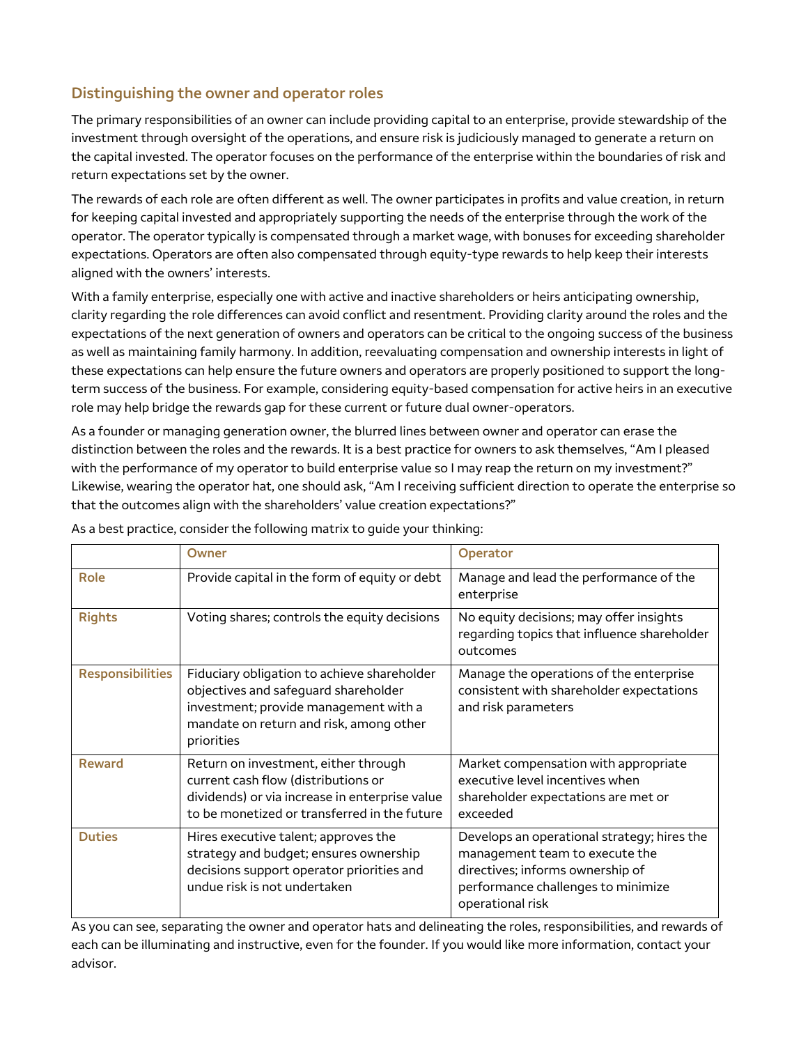## Distinguishing the owner and operator roles

The primary responsibilities of an owner can include providing capital to an enterprise, provide stewardship of the investment through oversight of the operations, and ensure risk is judiciously managed to generate a return on the capital invested. The operator focuses on the performance of the enterprise within the boundaries of risk and return expectations set by the owner.

The rewards of each role are often different as well. The owner participates in profits and value creation, in return for keeping capital invested and appropriately supporting the needs of the enterprise through the work of the operator. The operator typically is compensated through a market wage, with bonuses for exceeding shareholder expectations. Operators are often also compensated through equity-type rewards to help keep their interests aligned with the owners' interests.

With a family enterprise, especially one with active and inactive shareholders or heirs anticipating ownership, clarity regarding the role differences can avoid conflict and resentment. Providing clarity around the roles and the expectations of the next generation of owners and operators can be critical to the ongoing success of the business as well as maintaining family harmony. In addition, reevaluating compensation and ownership interests in light of these expectations can help ensure the future owners and operators are properly positioned to support the long-term success of the business. For example, considering equity-based compensation for active heirs in an executive role may help bridge the rewards gap for these current or future dual owner-operators.

As a founder or managing generation owner, the blurred lines between owner and operator can erase the distinction between the roles and the rewards. It is a best practice for owners to ask themselves, "Am I pleased with the performance of my operator to build enterprise value so I may reap the return on my investment?" Likewise, wearing the operator hat, one should ask, "Am I receiving sufficient direction to operate the enterprise so that the outcomes align with the shareholders' value creation expectations?"

As a best practice, consider the following matrix to guide your thinking:

| | Owner | Operator |
|---|---|---|
| **Role** | Provide capital in the form of equity or debt | Manage and lead the performance of the enterprise |
| **Rights** | Voting shares; controls the equity decisions | No equity decisions; may offer insights regarding topics that influence shareholder outcomes |
| **Responsibilities** | Fiduciary obligation to achieve shareholder objectives and safeguard shareholder investment; provide management with a mandate on return and risk, among other priorities | Manage the operations of the enterprise consistent with shareholder expectations and risk parameters |
| **Reward** | Return on investment, either through current cash flow (distributions or dividends) or via increase in enterprise value to be monetized or transferred in the future | Market compensation with appropriate executive level incentives when shareholder expectations are met or exceeded |
| **Duties** | Hires executive talent; approves the strategy and budget; ensures ownership decisions support operator priorities and undue risk is not undertaken | Develops an operational strategy; hires the management team to execute the directives; informs ownership of performance challenges to minimize operational risk |

As you can see, separating the owner and operator hats and delineating the roles, responsibilities, and rewards of each can be illuminating and instructive, even for the founder. If you would like more information, contact your advisor.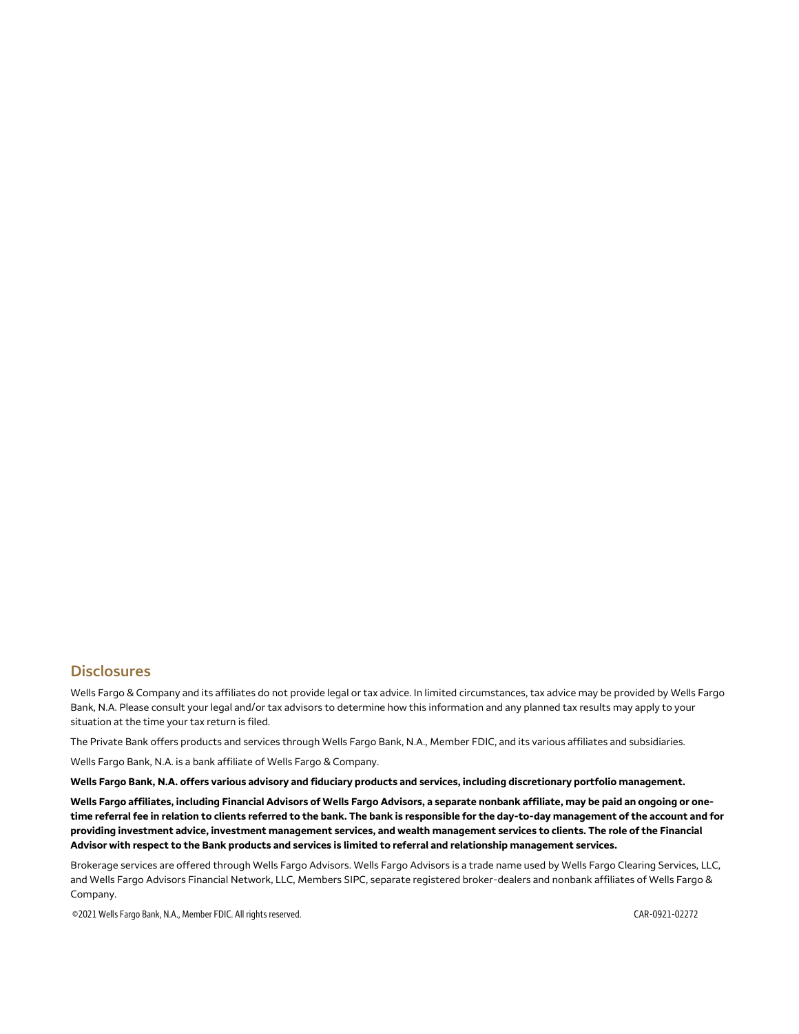## Disclosures

Wells Fargo & Company and its affiliates do not provide legal or tax advice. In limited circumstances, tax advice may be provided by Wells Fargo Bank, N.A. Please consult your legal and/or tax advisors to determine how this information and any planned tax results may apply to your situation at the time your tax return is filed.

The Private Bank offers products and services through Wells Fargo Bank, N.A., Member FDIC, and its various affiliates and subsidiaries.

Wells Fargo Bank, N.A. is a bank affiliate of Wells Fargo & Company.

**Wells Fargo Bank, N.A. offers various advisory and fiduciary products and services, including discretionary portfolio management.**

**Wells Fargo affiliates, including Financial Advisors of Wells Fargo Advisors, a separate nonbank affiliate, may be paid an ongoing or one-time referral fee in relation to clients referred to the bank. The bank is responsible for the day-to-day management of the account and for providing investment advice, investment management services, and wealth management services to clients. The role of the Financial Advisor with respect to the Bank products and services is limited to referral and relationship management services.**

Brokerage services are offered through Wells Fargo Advisors. Wells Fargo Advisors is a trade name used by Wells Fargo Clearing Services, LLC, and Wells Fargo Advisors Financial Network, LLC, Members SIPC, separate registered broker-dealers and nonbank affiliates of Wells Fargo & Company.

©2021 Wells Fargo Bank, N.A., Member FDIC. All rights reserved.

CAR-0921-02272